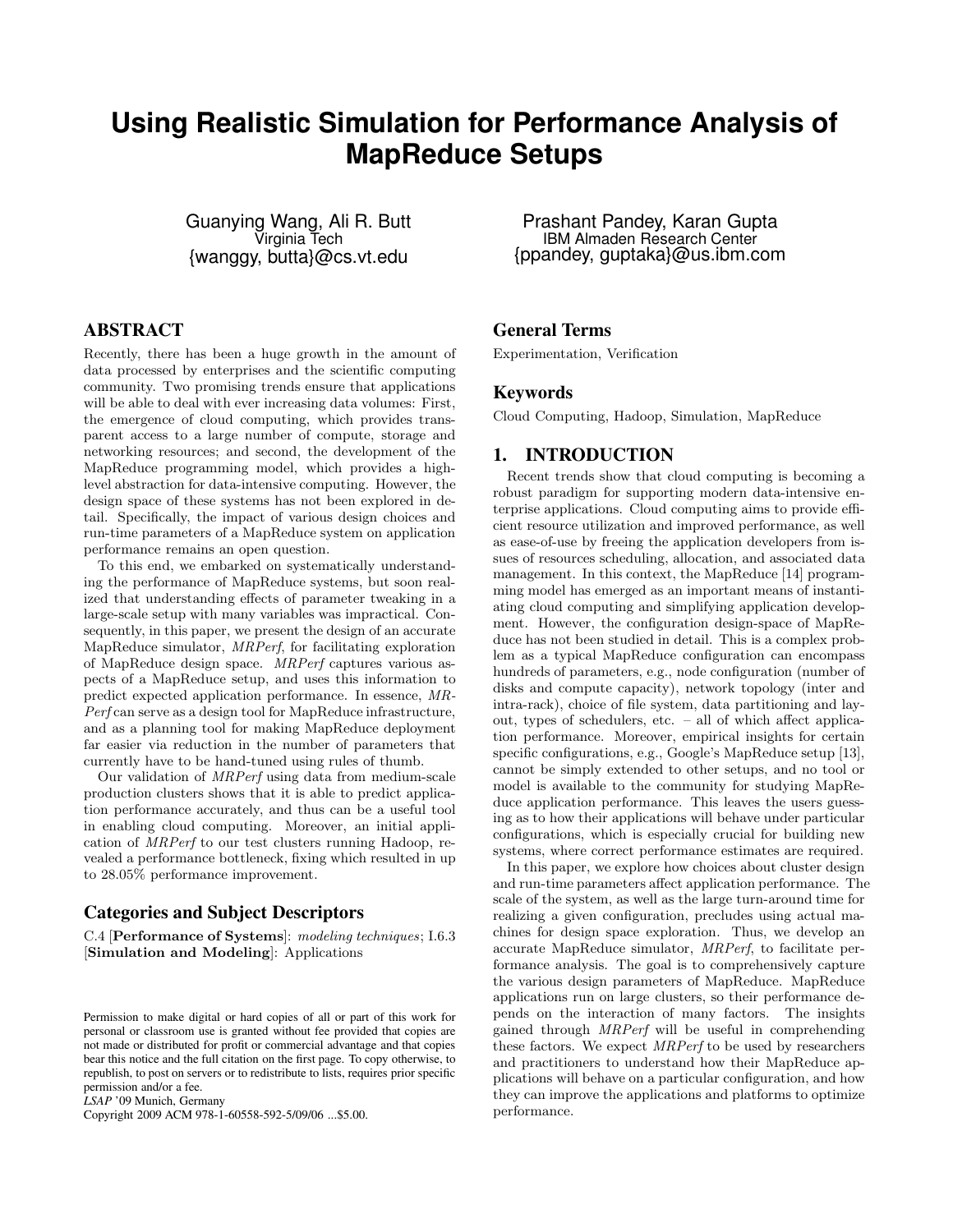# Using Realistic Simulation for Performance Analysis of MapReduce Setups

Guanying Wang, Ali R. Butt
Virginia Tech
{wanggy, butta}@cs.vt.edu

Prashant Pandey, Karan Gupta
IBM Almaden Research Center
{ppandey, guptaka}@us.ibm.com

## ABSTRACT

Recently, there has been a huge growth in the amount of data processed by enterprises and the scientific computing community. Two promising trends ensure that applications will be able to deal with ever increasing data volumes: First, the emergence of cloud computing, which provides transparent access to a large number of compute, storage and networking resources; and second, the development of the MapReduce programming model, which provides a high-level abstraction for data-intensive computing. However, the design space of these systems has not been explored in detail. Specifically, the impact of various design choices and run-time parameters of a MapReduce system on application performance remains an open question.

To this end, we embarked on systematically understanding the performance of MapReduce systems, but soon realized that understanding effects of parameter tweaking in a large-scale setup with many variables was impractical. Consequently, in this paper, we present the design of an accurate MapReduce simulator, *MRPerf*, for facilitating exploration of MapReduce design space. *MRPerf* captures various aspects of a MapReduce setup, and uses this information to predict expected application performance. In essence, *MRPerf* can serve as a design tool for MapReduce infrastructure, and as a planning tool for making MapReduce deployment far easier via reduction in the number of parameters that currently have to be hand-tuned using rules of thumb.

Our validation of *MRPerf* using data from medium-scale production clusters shows that it is able to predict application performance accurately, and thus can be a useful tool in enabling cloud computing. Moreover, an initial application of *MRPerf* to our test clusters running Hadoop, revealed a performance bottleneck, fixing which resulted in up to 28.05% performance improvement.

### Categories and Subject Descriptors

C.4 [**Performance of Systems**]: *modeling techniques*; I.6.3 [**Simulation and Modeling**]: Applications

Permission to make digital or hard copies of all or part of this work for personal or classroom use is granted without fee provided that copies are not made or distributed for profit or commercial advantage and that copies bear this notice and the full citation on the first page. To copy otherwise, to republish, to post on servers or to redistribute to lists, requires prior specific permission and/or a fee.
*LSAP* '09 Munich, Germany
Copyright 2009 ACM 978-1-60558-592-5/09/06 ...$5.00.

### General Terms

Experimentation, Verification

### Keywords

Cloud Computing, Hadoop, Simulation, MapReduce

## 1. INTRODUCTION

Recent trends show that cloud computing is becoming a robust paradigm for supporting modern data-intensive enterprise applications. Cloud computing aims to provide efficient resource utilization and improved performance, as well as ease-of-use by freeing the application developers from issues of resources scheduling, allocation, and associated data management. In this context, the MapReduce [14] programming model has emerged as an important means of instantiating cloud computing and simplifying application development. However, the configuration design-space of MapReduce has not been studied in detail. This is a complex problem as a typical MapReduce configuration can encompass hundreds of parameters, e.g., node configuration (number of disks and compute capacity), network topology (inter and intra-rack), choice of file system, data partitioning and layout, types of schedulers, etc. – all of which affect application performance. Moreover, empirical insights for certain specific configurations, e.g., Google's MapReduce setup [13], cannot be simply extended to other setups, and no tool or model is available to the community for studying MapReduce application performance. This leaves the users guessing as to how their applications will behave under particular configurations, which is especially crucial for building new systems, where correct performance estimates are required.

In this paper, we explore how choices about cluster design and run-time parameters affect application performance. The scale of the system, as well as the large turn-around time for realizing a given configuration, precludes using actual machines for design space exploration. Thus, we develop an accurate MapReduce simulator, *MRPerf*, to facilitate performance analysis. The goal is to comprehensively capture the various design parameters of MapReduce. MapReduce applications run on large clusters, so their performance depends on the interaction of many factors. The insights gained through *MRPerf* will be useful in comprehending these factors. We expect *MRPerf* to be used by researchers and practitioners to understand how their MapReduce applications will behave on a particular configuration, and how they can improve the applications and platforms to optimize performance.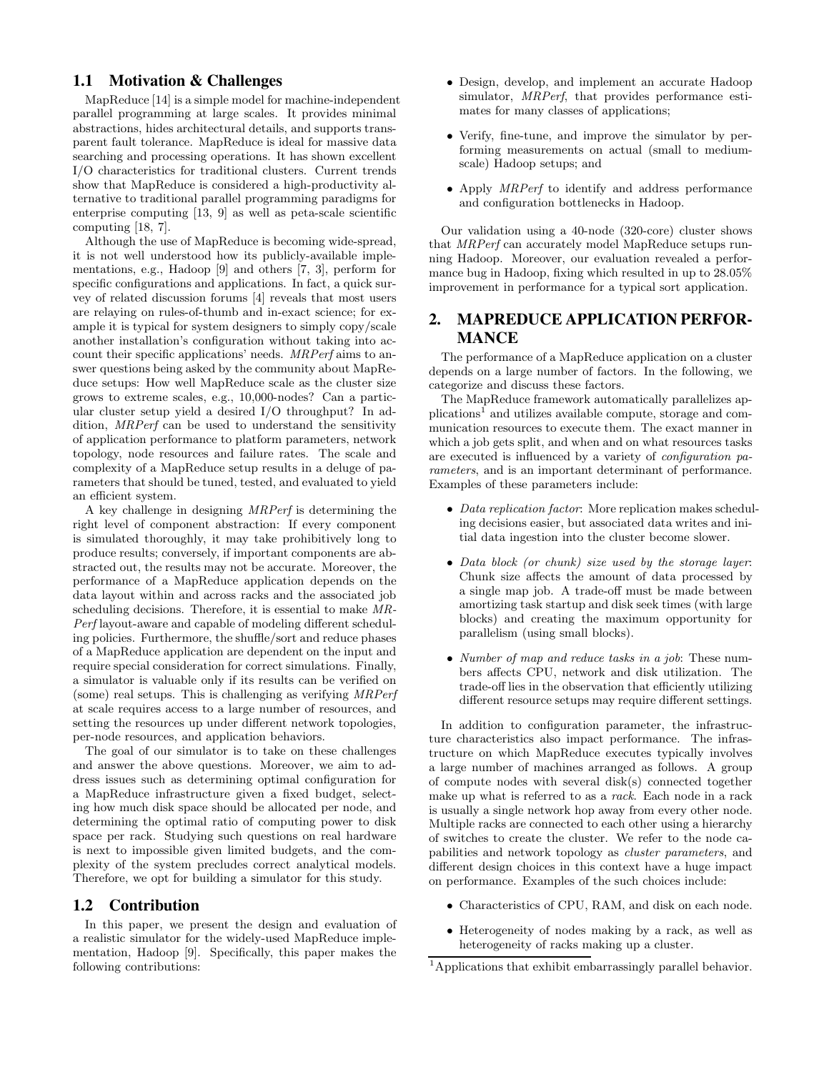### 1.1 Motivation & Challenges

MapReduce [14] is a simple model for machine-independent parallel programming at large scales. It provides minimal abstractions, hides architectural details, and supports transparent fault tolerance. MapReduce is ideal for massive data searching and processing operations. It has shown excellent I/O characteristics for traditional clusters. Current trends show that MapReduce is considered a high-productivity alternative to traditional parallel programming paradigms for enterprise computing [13, 9] as well as peta-scale scientific computing [18, 7].

Although the use of MapReduce is becoming wide-spread, it is not well understood how its publicly-available implementations, e.g., Hadoop [9] and others [7, 3], perform for specific configurations and applications. In fact, a quick survey of related discussion forums [4] reveals that most users are relaying on rules-of-thumb and in-exact science; for example it is typical for system designers to simply copy/scale another installation's configuration without taking into account their specific applications' needs. *MRPerf* aims to answer questions being asked by the community about MapReduce setups: How well MapReduce scale as the cluster size grows to extreme scales, e.g., 10,000-nodes? Can a particular cluster setup yield a desired I/O throughput? In addition, *MRPerf* can be used to understand the sensitivity of application performance to platform parameters, network topology, node resources and failure rates. The scale and complexity of a MapReduce setup results in a deluge of parameters that should be tuned, tested, and evaluated to yield an efficient system.

A key challenge in designing *MRPerf* is determining the right level of component abstraction: If every component is simulated thoroughly, it may take prohibitively long to produce results; conversely, if important components are abstracted out, the results may not be accurate. Moreover, the performance of a MapReduce application depends on the data layout within and across racks and the associated job scheduling decisions. Therefore, it is essential to make *MRPerf* layout-aware and capable of modeling different scheduling policies. Furthermore, the shuffle/sort and reduce phases of a MapReduce application are dependent on the input and require special consideration for correct simulations. Finally, a simulator is valuable only if its results can be verified on (some) real setups. This is challenging as verifying *MRPerf* at scale requires access to a large number of resources, and setting the resources up under different network topologies, per-node resources, and application behaviors.

The goal of our simulator is to take on these challenges and answer the above questions. Moreover, we aim to address issues such as determining optimal configuration for a MapReduce infrastructure given a fixed budget, selecting how much disk space should be allocated per node, and determining the optimal ratio of computing power to disk space per rack. Studying such questions on real hardware is next to impossible given limited budgets, and the complexity of the system precludes correct analytical models. Therefore, we opt for building a simulator for this study.

### 1.2 Contribution

In this paper, we present the design and evaluation of a realistic simulator for the widely-used MapReduce implementation, Hadoop [9]. Specifically, this paper makes the following contributions:

- Design, develop, and implement an accurate Hadoop simulator, *MRPerf*, that provides performance estimates for many classes of applications;
- Verify, fine-tune, and improve the simulator by performing measurements on actual (small to medium-scale) Hadoop setups; and
- Apply *MRPerf* to identify and address performance and configuration bottlenecks in Hadoop.

Our validation using a 40-node (320-core) cluster shows that *MRPerf* can accurately model MapReduce setups running Hadoop. Moreover, our evaluation revealed a performance bug in Hadoop, fixing which resulted in up to 28.05% improvement in performance for a typical sort application.

## 2. MAPREDUCE APPLICATION PERFORMANCE

The performance of a MapReduce application on a cluster depends on a large number of factors. In the following, we categorize and discuss these factors.

The MapReduce framework automatically parallelizes applications[1] and utilizes available compute, storage and communication resources to execute them. The exact manner in which a job gets split, and when and on what resources tasks are executed is influenced by a variety of *configuration parameters*, and is an important determinant of performance. Examples of these parameters include:

- *Data replication factor*: More replication makes scheduling decisions easier, but associated data writes and initial data ingestion into the cluster become slower.
- *Data block (or chunk) size used by the storage layer*: Chunk size affects the amount of data processed by a single map job. A trade-off must be made between amortizing task startup and disk seek times (with large blocks) and creating the maximum opportunity for parallelism (using small blocks).
- *Number of map and reduce tasks in a job*: These numbers affects CPU, network and disk utilization. The trade-off lies in the observation that efficiently utilizing different resource setups may require different settings.

In addition to configuration parameter, the infrastructure characteristics also impact performance. The infrastructure on which MapReduce executes typically involves a large number of machines arranged as follows. A group of compute nodes with several disk(s) connected together make up what is referred to as a *rack*. Each node in a rack is usually a single network hop away from every other node. Multiple racks are connected to each other using a hierarchy of switches to create the cluster. We refer to the node capabilities and network topology as *cluster parameters*, and different design choices in this context have a huge impact on performance. Examples of the such choices include:

- Characteristics of CPU, RAM, and disk on each node.
- Heterogeneity of nodes making by a rack, as well as heterogeneity of racks making up a cluster.

[1] Applications that exhibit embarrassingly parallel behavior.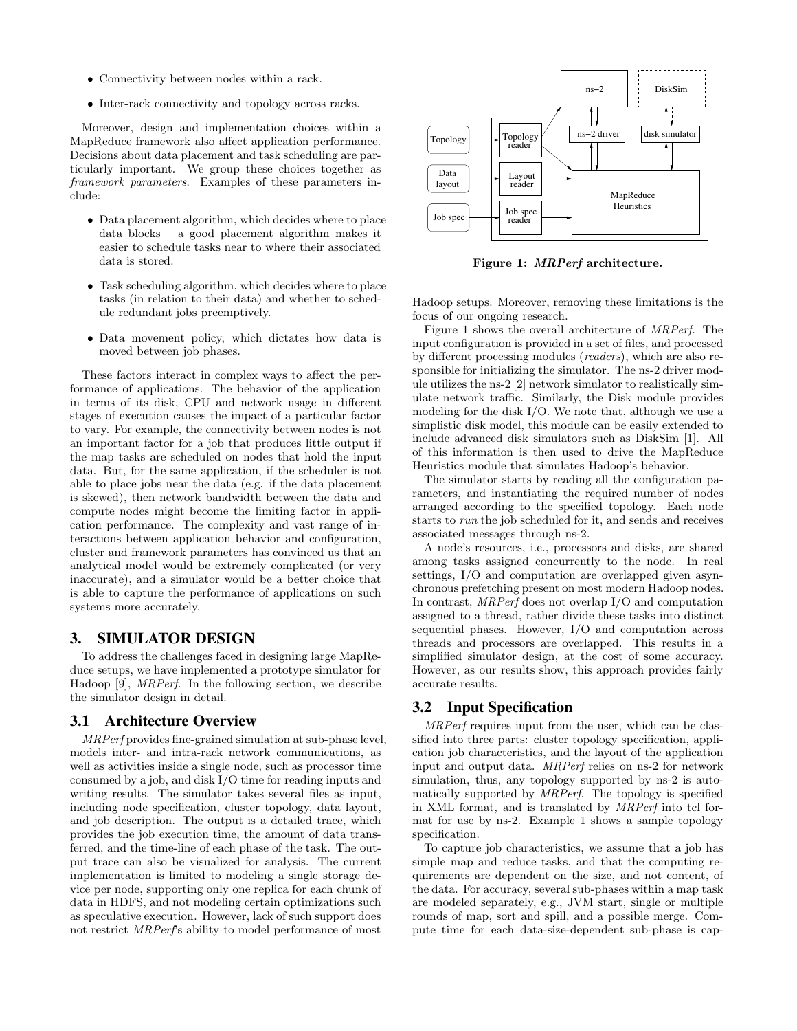- Connectivity between nodes within a rack.
- Inter-rack connectivity and topology across racks.

Moreover, design and implementation choices within a MapReduce framework also affect application performance. Decisions about data placement and task scheduling are particularly important. We group these choices together as *framework parameters*. Examples of these parameters include:

- Data placement algorithm, which decides where to place data blocks – a good placement algorithm makes it easier to schedule tasks near to where their associated data is stored.
- Task scheduling algorithm, which decides where to place tasks (in relation to their data) and whether to schedule redundant jobs preemptively.
- Data movement policy, which dictates how data is moved between job phases.

These factors interact in complex ways to affect the performance of applications. The behavior of the application in terms of its disk, CPU and network usage in different stages of execution causes the impact of a particular factor to vary. For example, the connectivity between nodes is not an important factor for a job that produces little output if the map tasks are scheduled on nodes that hold the input data. But, for the same application, if the scheduler is not able to place jobs near the data (e.g. if the data placement is skewed), then network bandwidth between the data and compute nodes might become the limiting factor in application performance. The complexity and vast range of interactions between application behavior and configuration, cluster and framework parameters has convinced us that an analytical model would be extremely complicated (or very inaccurate), and a simulator would be a better choice that is able to capture the performance of applications on such systems more accurately.

## 3. SIMULATOR DESIGN

To address the challenges faced in designing large MapReduce setups, we have implemented a prototype simulator for Hadoop [9], *MRPerf*. In the following section, we describe the simulator design in detail.

### 3.1 Architecture Overview

*MRPerf* provides fine-grained simulation at sub-phase level, models inter- and intra-rack network communications, as well as activities inside a single node, such as processor time consumed by a job, and disk I/O time for reading inputs and writing results. The simulator takes several files as input, including node specification, cluster topology, data layout, and job description. The output is a detailed trace, which provides the job execution time, the amount of data transferred, and the time-line of each phase of the task. The output trace can also be visualized for analysis. The current implementation is limited to modeling a single storage device per node, supporting only one replica for each chunk of data in HDFS, and not modeling certain optimizations such as speculative execution. However, lack of such support does not restrict *MRPerf*'s ability to model performance of most Hadoop setups. Moreover, removing these limitations is the focus of our ongoing research.

**Figure 1: *MRPerf* architecture.**

Figure 1 shows the overall architecture of *MRPerf*. The input configuration is provided in a set of files, and processed by different processing modules (*readers*), which are also responsible for initializing the simulator. The ns-2 driver module utilizes the ns-2 [2] network simulator to realistically simulate network traffic. Similarly, the Disk module provides modeling for the disk I/O. We note that, although we use a simplistic disk model, this module can be easily extended to include advanced disk simulators such as DiskSim [1]. All of this information is then used to drive the MapReduce Heuristics module that simulates Hadoop's behavior.

The simulator starts by reading all the configuration parameters, and instantiating the required number of nodes arranged according to the specified topology. Each node starts to *run* the job scheduled for it, and sends and receives associated messages through ns-2.

A node's resources, i.e., processors and disks, are shared among tasks assigned concurrently to the node. In real settings, I/O and computation are overlapped given asynchronous prefetching present on most modern Hadoop nodes. In contrast, *MRPerf* does not overlap I/O and computation assigned to a thread, rather divide these tasks into distinct sequential phases. However, I/O and computation across threads and processors are overlapped. This results in a simplified simulator design, at the cost of some accuracy. However, as our results show, this approach provides fairly accurate results.

### 3.2 Input Specification

*MRPerf* requires input from the user, which can be classified into three parts: cluster topology specification, application job characteristics, and the layout of the application input and output data. *MRPerf* relies on ns-2 for network simulation, thus, any topology supported by ns-2 is automatically supported by *MRPerf*. The topology is specified in XML format, and is translated by *MRPerf* into tcl format for use by ns-2. Example 1 shows a sample topology specification.

To capture job characteristics, we assume that a job has simple map and reduce tasks, and that the computing requirements are dependent on the size, and not content, of the data. For accuracy, several sub-phases within a map task are modeled separately, e.g., JVM start, single or multiple rounds of map, sort and spill, and a possible merge. Compute time for each data-size-dependent sub-phase is cap-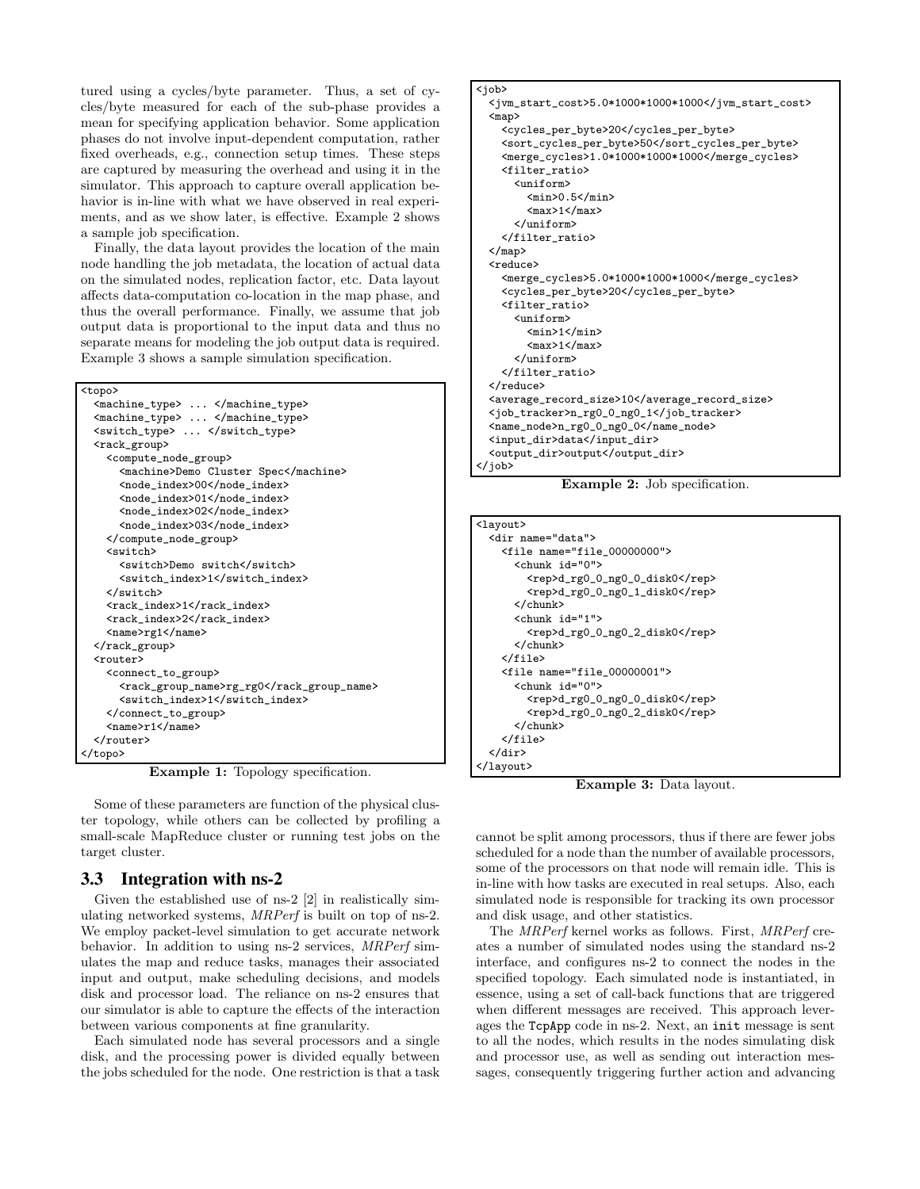tured using a cycles/byte parameter. Thus, a set of cycles/byte measured for each of the sub-phase provides a mean for specifying application behavior. Some application phases do not involve input-dependent computation, rather fixed overheads, e.g., connection setup times. These steps are captured by measuring the overhead and using it in the simulator. This approach to capture overall application behavior is in-line with what we have observed in real experiments, and as we show later, is effective. Example 2 shows a sample job specification.

Finally, the data layout provides the location of the main node handling the job metadata, the location of actual data on the simulated nodes, replication factor, etc. Data layout affects data-computation co-location in the map phase, and thus the overall performance. Finally, we assume that job output data is proportional to the input data and thus no separate means for modeling the job output data is required. Example 3 shows a sample simulation specification.

```
<topo>
  <machine_type> ... </machine_type>
  <machine_type> ... </machine_type>
  <switch_type> ... </switch_type>
  <rack_group>
    <compute_node_group>
      <machine>Demo Cluster Spec</machine>
      <node_index>00</node_index>
      <node_index>01</node_index>
      <node_index>02</node_index>
      <node_index>03</node_index>
    </compute_node_group>
    <switch>
      <switch>Demo switch</switch>
      <switch_index>1</switch_index>
    </switch>
    <rack_index>1</rack_index>
    <rack_index>2</rack_index>
    <name>rg1</name>
  </rack_group>
  <router>
    <connect_to_group>
      <rack_group_name>rg_rg0</rack_group_name>
      <switch_index>1</switch_index>
    </connect_to_group>
    <name>r1</name>
  </router>
</topo>
```

**Example 1:** Topology specification.

Some of these parameters are function of the physical cluster topology, while others can be collected by profiling a small-scale MapReduce cluster or running test jobs on the target cluster.

### 3.3 Integration with ns-2

Given the established use of ns-2 [2] in realistically simulating networked systems, *MRPerf* is built on top of ns-2. We employ packet-level simulation to get accurate network behavior. In addition to using ns-2 services, *MRPerf* simulates the map and reduce tasks, manages their associated input and output, make scheduling decisions, and models disk and processor load. The reliance on ns-2 ensures that our simulator is able to capture the effects of the interaction between various components at fine granularity.

Each simulated node has several processors and a single disk, and the processing power is divided equally between the jobs scheduled for the node. One restriction is that a task cannot be split among processors, thus if there are fewer jobs scheduled for a node than the number of available processors, some of the processors on that node will remain idle. This is in-line with how tasks are executed in real setups. Also, each simulated node is responsible for tracking its own processor and disk usage, and other statistics.

The *MRPerf* kernel works as follows. First, *MRPerf* creates a number of simulated nodes using the standard ns-2 interface, and configures ns-2 to connect the nodes in the specified topology. Each simulated node is instantiated, in essence, using a set of call-back functions that are triggered when different messages are received. This approach leverages the `TcpApp` code in ns-2. Next, an `init` message is sent to all the nodes, which results in the nodes simulating disk and processor use, as well as sending out interaction messages, consequently triggering further action and advancing

```
<job>
  <jvm_start_cost>5.0*1000*1000*1000</jvm_start_cost>
  <map>
    <cycles_per_byte>20</cycles_per_byte>
    <sort_cycles_per_byte>50</sort_cycles_per_byte>
    <merge_cycles>1.0*1000*1000*1000</merge_cycles>
    <filter_ratio>
      <uniform>
        <min>0.5</min>
        <max>1</max>
      </uniform>
    </filter_ratio>
  </map>
  <reduce>
    <merge_cycles>5.0*1000*1000*1000</merge_cycles>
    <cycles_per_byte>20</cycles_per_byte>
    <filter_ratio>
      <uniform>
        <min>1</min>
        <max>1</max>
      </uniform>
    </filter_ratio>
  </reduce>
  <average_record_size>10</average_record_size>
  <job_tracker>n_rg0_0_ng0_1</job_tracker>
  <name_node>n_rg0_0_ng0_0</name_node>
  <input_dir>data</input_dir>
  <output_dir>output</output_dir>
</job>
```

**Example 2:** Job specification.

```
<layout>
  <dir name="data">
    <file name="file_00000000">
      <chunk id="0">
        <rep>d_rg0_0_ng0_0_disk0</rep>
        <rep>d_rg0_0_ng0_1_disk0</rep>
      </chunk>
      <chunk id="1">
        <rep>d_rg0_0_ng0_2_disk0</rep>
      </chunk>
    </file>
    <file name="file_00000001">
      <chunk id="0">
        <rep>d_rg0_0_ng0_0_disk0</rep>
        <rep>d_rg0_0_ng0_2_disk0</rep>
      </chunk>
    </file>
  </dir>
</layout>
```

**Example 3:** Data layout.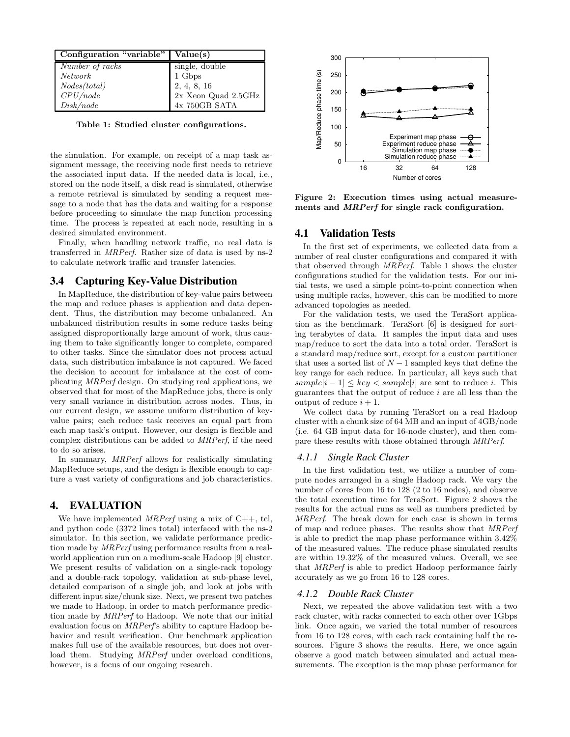| Configuration "variable" | Value(s) |
|---|---|
| *Number of racks* | single, double |
| *Network* | 1 Gbps |
| *Nodes(total)* | 2, 4, 8, 16 |
| *CPU/node* | 2x Xeon Quad 2.5GHz |
| *Disk/node* | 4x 750GB SATA |

**Table 1: Studied cluster configurations.**

the simulation. For example, on receipt of a map task assignment message, the receiving node first needs to retrieve the associated input data. If the needed data is local, i.e., stored on the node itself, a disk read is simulated, otherwise a remote retrieval is simulated by sending a request message to a node that has the data and waiting for a response before proceeding to simulate the map function processing time. The process is repeated at each node, resulting in a desired simulated environment.

Finally, when handling network traffic, no real data is transferred in *MRPerf*. Rather size of data is used by ns-2 to calculate network traffic and transfer latencies.

### 3.4 Capturing Key-Value Distribution

In MapReduce, the distribution of key-value pairs between the map and reduce phases is application and data dependent. Thus, the distribution may become unbalanced. An unbalanced distribution results in some reduce tasks being assigned disproportionally large amount of work, thus causing them to take significantly longer to complete, compared to other tasks. Since the simulator does not process actual data, such distribution imbalance is not captured. We faced the decision to account for imbalance at the cost of complicating *MRPerf* design. On studying real applications, we observed that for most of the MapReduce jobs, there is only very small variance in distribution across nodes. Thus, in our current design, we assume uniform distribution of key-value pairs; each reduce task receives an equal part from each map task's output. However, our design is flexible and complex distributions can be added to *MRPerf*, if the need to do so arises.

In summary, *MRPerf* allows for realistically simulating MapReduce setups, and the design is flexible enough to capture a vast variety of configurations and job characteristics.

## 4. EVALUATION

We have implemented *MRPerf* using a mix of C++, tcl, and python code (3372 lines total) interfaced with the ns-2 simulator. In this section, we validate performance prediction made by *MRPerf* using performance results from a real-world application run on a medium-scale Hadoop [9] cluster. We present results of validation on a single-rack topology and a double-rack topology, validation at sub-phase level, detailed comparison of a single job, and look at jobs with different input size/chunk size. Next, we present two patches we made to Hadoop, in order to match performance prediction made by *MRPerf* to Hadoop. We note that our initial evaluation focus on *MRPerf*'s ability to capture Hadoop behavior and result verification. Our benchmark application makes full use of the available resources, but does not overload them. Studying *MRPerf* under overload conditions, however, is a focus of our ongoing research.

**Figure 2: Execution times using actual measurements and *MRPerf* for single rack configuration.**

### 4.1 Validation Tests

In the first set of experiments, we collected data from a number of real cluster configurations and compared it with that observed through *MRPerf*. Table 1 shows the cluster configurations studied for the validation tests. For our initial tests, we used a simple point-to-point connection when using multiple racks, however, this can be modified to more advanced topologies as needed.

For the validation tests, we used the TeraSort application as the benchmark. TeraSort [6] is designed for sorting terabytes of data. It samples the input data and uses map/reduce to sort the data into a total order. TeraSort is a standard map/reduce sort, except for a custom partitioner that uses a sorted list of $N-1$ sampled keys that define the key range for each reduce. In particular, all keys such that $sample[i-1] \leq key < sample[i]$ are sent to reduce $i$. This guarantees that the output of reduce $i$ are all less than the output of reduce $i+1$.

We collect data by running TeraSort on a real Hadoop cluster with a chunk size of 64 MB and an input of 4GB/node (i.e. 64 GB input data for 16-node cluster), and then compare these results with those obtained through *MRPerf*.

#### 4.1.1 Single Rack Cluster

In the first validation test, we utilize a number of compute nodes arranged in a single Hadoop rack. We vary the number of cores from 16 to 128 (2 to 16 nodes), and observe the total execution time for TeraSort. Figure 2 shows the results for the actual runs as well as numbers predicted by *MRPerf*. The break down for each case is shown in terms of map and reduce phases. The results show that *MRPerf* is able to predict the map phase performance within 3.42% of the measured values. The reduce phase simulated results are within 19.32% of the measured values. Overall, we see that *MRPerf* is able to predict Hadoop performance fairly accurately as we go from 16 to 128 cores.

#### 4.1.2 Double Rack Cluster

Next, we repeated the above validation test with a two rack cluster, with racks connected to each other over 1Gbps link. Once again, we varied the total number of resources from 16 to 128 cores, with each rack containing half the resources. Figure 3 shows the results. Here, we once again observe a good match between simulated and actual measurements. The exception is the map phase performance for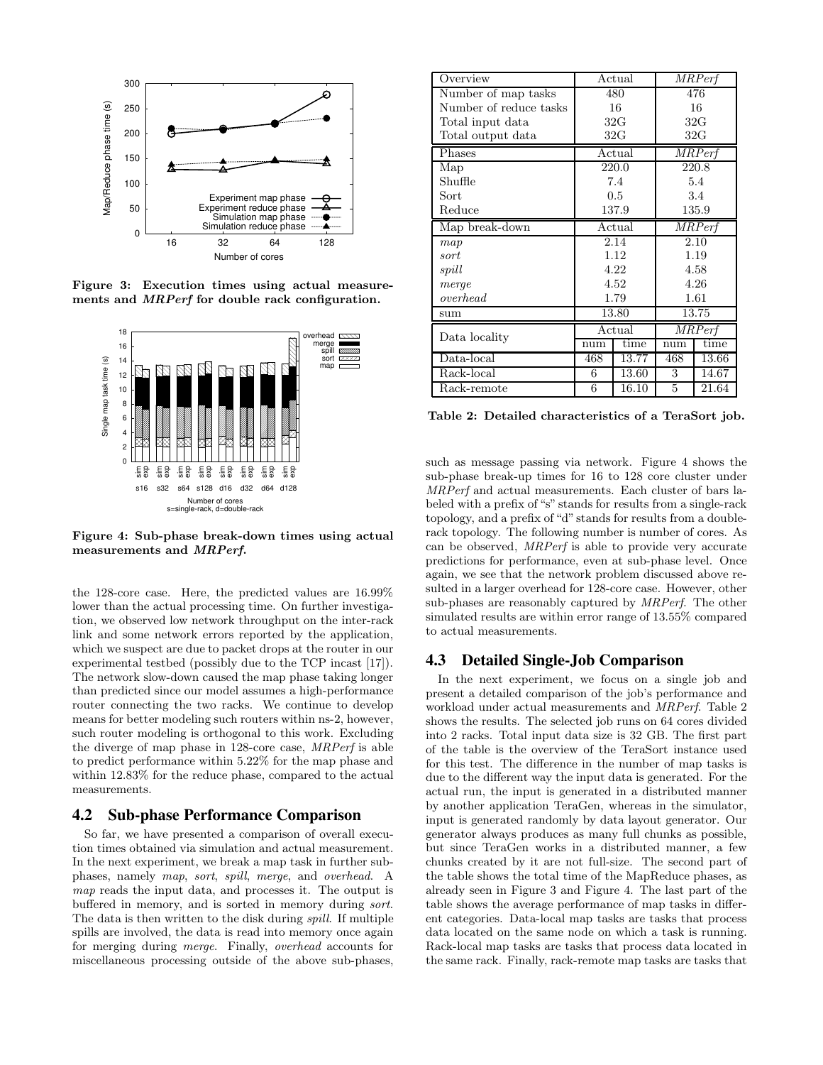Figure 3: Execution times using actual measurements and *MRPerf* for double rack configuration.

Figure 4: Sub-phase break-down times using actual measurements and *MRPerf*.

the 128-core case. Here, the predicted values are 16.99% lower than the actual processing time. On further investigation, we observed low network throughput on the inter-rack link and some network errors reported by the application, which we suspect are due to packet drops at the router in our experimental testbed (possibly due to the TCP incast [17]). The network slow-down caused the map phase taking longer than predicted since our model assumes a high-performance router connecting the two racks. We continue to develop means for better modeling such routers within ns-2, however, such router modeling is orthogonal to this work. Excluding the diverge of map phase in 128-core case, *MRPerf* is able to predict performance within 5.22% for the map phase and within 12.83% for the reduce phase, compared to the actual measurements.

## 4.2 Sub-phase Performance Comparison

So far, we have presented a comparison of overall execution times obtained via simulation and actual measurement. In the next experiment, we break a map task in further sub-phases, namely *map*, *sort*, *spill*, *merge*, and *overhead*. A *map* reads the input data, and processes it. The output is buffered in memory, and is sorted in memory during *sort*. The data is then written to the disk during *spill*. If multiple spills are involved, the data is read into memory once again for merging during *merge*. Finally, *overhead* accounts for miscellaneous processing outside of the above sub-phases, such as message passing via network. Figure 4 shows the sub-phase break-up times for 16 to 128 core cluster under *MRPerf* and actual measurements. Each cluster of bars labeled with a prefix of "s" stands for results from a single-rack topology, and a prefix of "d" stands for results from a double-rack topology. The following number is number of cores. As can be observed, *MRPerf* is able to provide very accurate predictions for performance, even at sub-phase level. Once again, we see that the network problem discussed above resulted in a larger overhead for 128-core case. However, other sub-phases are reasonably captured by *MRPerf*. The other simulated results are within error range of 13.55% compared to actual measurements.

| Overview | Actual | | *MRPerf* | |
|---|---|---|---|---|
| Number of map tasks | 480 | | 476 | |
| Number of reduce tasks | 16 | | 16 | |
| Total input data | 32G | | 32G | |
| Total output data | 32G | | 32G | |
| **Phases** | **Actual** | | ***MRPerf*** | |
| Map | 220.0 | | 220.8 | |
| Shuffle | 7.4 | | 5.4 | |
| Sort | 0.5 | | 3.4 | |
| Reduce | 137.9 | | 135.9 | |
| **Map break-down** | **Actual** | | ***MRPerf*** | |
| *map* | 2.14 | | 2.10 | |
| *sort* | 1.12 | | 1.19 | |
| *spill* | 4.22 | | 4.58 | |
| *merge* | 4.52 | | 4.26 | |
| *overhead* | 1.79 | | 1.61 | |
| sum | 13.80 | | 13.75 | |
| **Data locality** | **Actual** | | ***MRPerf*** | |
| | num | time | num | time |
| Data-local | 468 | 13.77 | 468 | 13.66 |
| Rack-local | 6 | 13.60 | 3 | 14.67 |
| Rack-remote | 6 | 16.10 | 5 | 21.64 |

Table 2: Detailed characteristics of a TeraSort job.

## 4.3 Detailed Single-Job Comparison

In the next experiment, we focus on a single job and present a detailed comparison of the job's performance and workload under actual measurements and *MRPerf*. Table 2 shows the results. The selected job runs on 64 cores divided into 2 racks. Total input data size is 32 GB. The first part of the table is the overview of the TeraSort instance used for this test. The difference in the number of map tasks is due to the different way the input data is generated. For the actual run, the input is generated in a distributed manner by another application TeraGen, whereas in the simulator, input is generated randomly by data layout generator. Our generator always produces as many full chunks as possible, but since TeraGen works in a distributed manner, a few chunks created by it are not full-size. The second part of the table shows the total time of the MapReduce phases, as already seen in Figure 3 and Figure 4. The last part of the table shows the average performance of map tasks in different categories. Data-local map tasks are tasks that process data located on the same node on which a task is running. Rack-local map tasks are tasks that process data located in the same rack. Finally, rack-remote map tasks are tasks that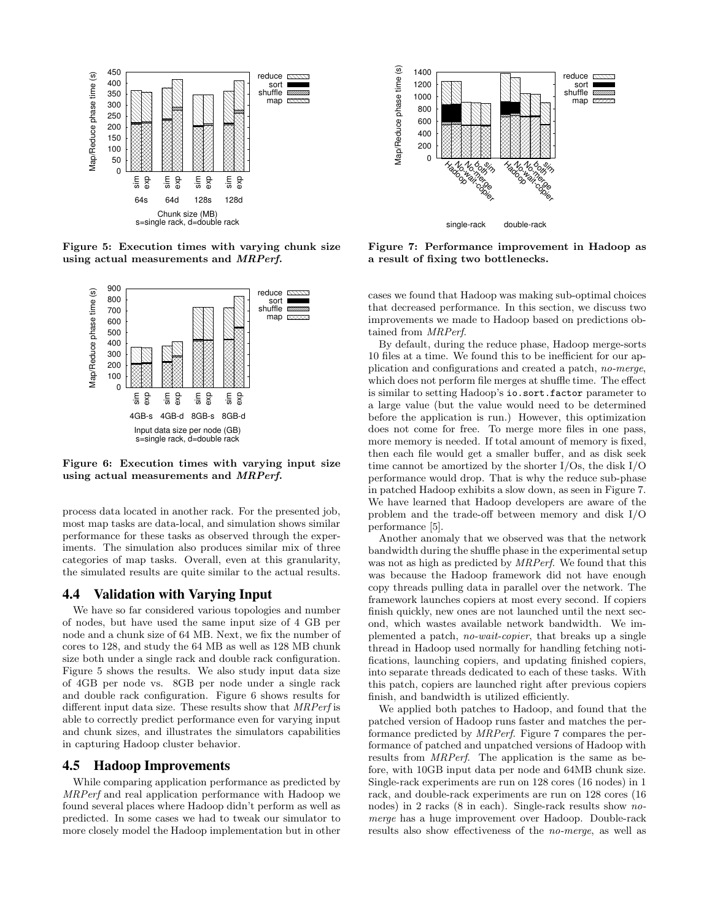Map/Reduce phase time (s)
450
400
350
300
250
200
150
100
50
0
reduce
sort
shuffle
map
sim exp sim exp sim exp sim exp
64s 64d 128s 128d
Chunk size (MB)
s=single rack, d=double rack

**Figure 5: Execution times with varying chunk size using actual measurements and *MRPerf*.**

Map/Reduce phase time (s)
900
800
700
600
500
400
300
200
100
0
reduce
sort
shuffle
map
sim exp sim exp sim exp sim exp
4GB-s 4GB-d 8GB-s 8GB-d
Input data size per node (GB)
s=single rack, d=double rack

**Figure 6: Execution times with varying input size using actual measurements and *MRPerf*.**

process data located in another rack. For the presented job, most map tasks are data-local, and simulation shows similar performance for these tasks as observed through the experiments. The simulation also produces similar mix of three categories of map tasks. Overall, even at this granularity, the simulated results are quite similar to the actual results.

## 4.4 Validation with Varying Input

We have so far considered various topologies and number of nodes, but have used the same input size of 4 GB per node and a chunk size of 64 MB. Next, we fix the number of cores to 128, and study the 64 MB as well as 128 MB chunk size both under a single rack and double rack configuration. Figure 5 shows the results. We also study input data size of 4GB per node vs. 8GB per node under a single rack and double rack configuration. Figure 6 shows results for different input data size. These results show that *MRPerf* is able to correctly predict performance even for varying input and chunk sizes, and illustrates the simulators capabilities in capturing Hadoop cluster behavior.

## 4.5 Hadoop Improvements

While comparing application performance as predicted by *MRPerf* and real application performance with Hadoop we found several places where Hadoop didn't perform as well as predicted. In some cases we had to tweak our simulator to more closely model the Hadoop implementation but in other

Map/Reduce phase time (s)
1400
1200
1000
800
600
400
200
0
reduce
sort
shuffle
map
Hadoop No-wait-copier No-merge both sim Hadoop No-wait-copier No-merge both sim
single-rack double-rack

**Figure 7: Performance improvement in Hadoop as a result of fixing two bottlenecks.**

cases we found that Hadoop was making sub-optimal choices that decreased performance. In this section, we discuss two improvements we made to Hadoop based on predictions obtained from *MRPerf*.

By default, during the reduce phase, Hadoop merge-sorts 10 files at a time. We found this to be inefficient for our application and configurations and created a patch, *no-merge*, which does not perform file merges at shuffle time. The effect is similar to setting Hadoop's `io.sort.factor` parameter to a large value (but the value would need to be determined before the application is run.) However, this optimization does not come for free. To merge more files in one pass, more memory is needed. If total amount of memory is fixed, then each file would get a smaller buffer, and as disk seek time cannot be amortized by the shorter I/Os, the disk I/O performance would drop. That is why the reduce sub-phase in patched Hadoop exhibits a slow down, as seen in Figure 7. We have learned that Hadoop developers are aware of the problem and the trade-off between memory and disk I/O performance [5].

Another anomaly that we observed was that the network bandwidth during the shuffle phase in the experimental setup was not as high as predicted by *MRPerf*. We found that this was because the Hadoop framework did not have enough copy threads pulling data in parallel over the network. The framework launches copiers at most every second. If copiers finish quickly, new ones are not launched until the next second, which wastes available network bandwidth. We implemented a patch, *no-wait-copier*, that breaks up a single thread in Hadoop used normally for handling fetching notifications, launching copiers, and updating finished copiers, into separate threads dedicated to each of these tasks. With this patch, copiers are launched right after previous copiers finish, and bandwidth is utilized efficiently.

We applied both patches to Hadoop, and found that the patched version of Hadoop runs faster and matches the performance predicted by *MRPerf*. Figure 7 compares the performance of patched and unpatched versions of Hadoop with results from *MRPerf*. The application is the same as before, with 10GB input data per node and 64MB chunk size. Single-rack experiments are run on 128 cores (16 nodes) in 1 rack, and double-rack experiments are run on 128 cores (16 nodes) in 2 racks (8 in each). Single-rack results show *no-merge* has a huge improvement over Hadoop. Double-rack results also show effectiveness of the *no-merge*, as well as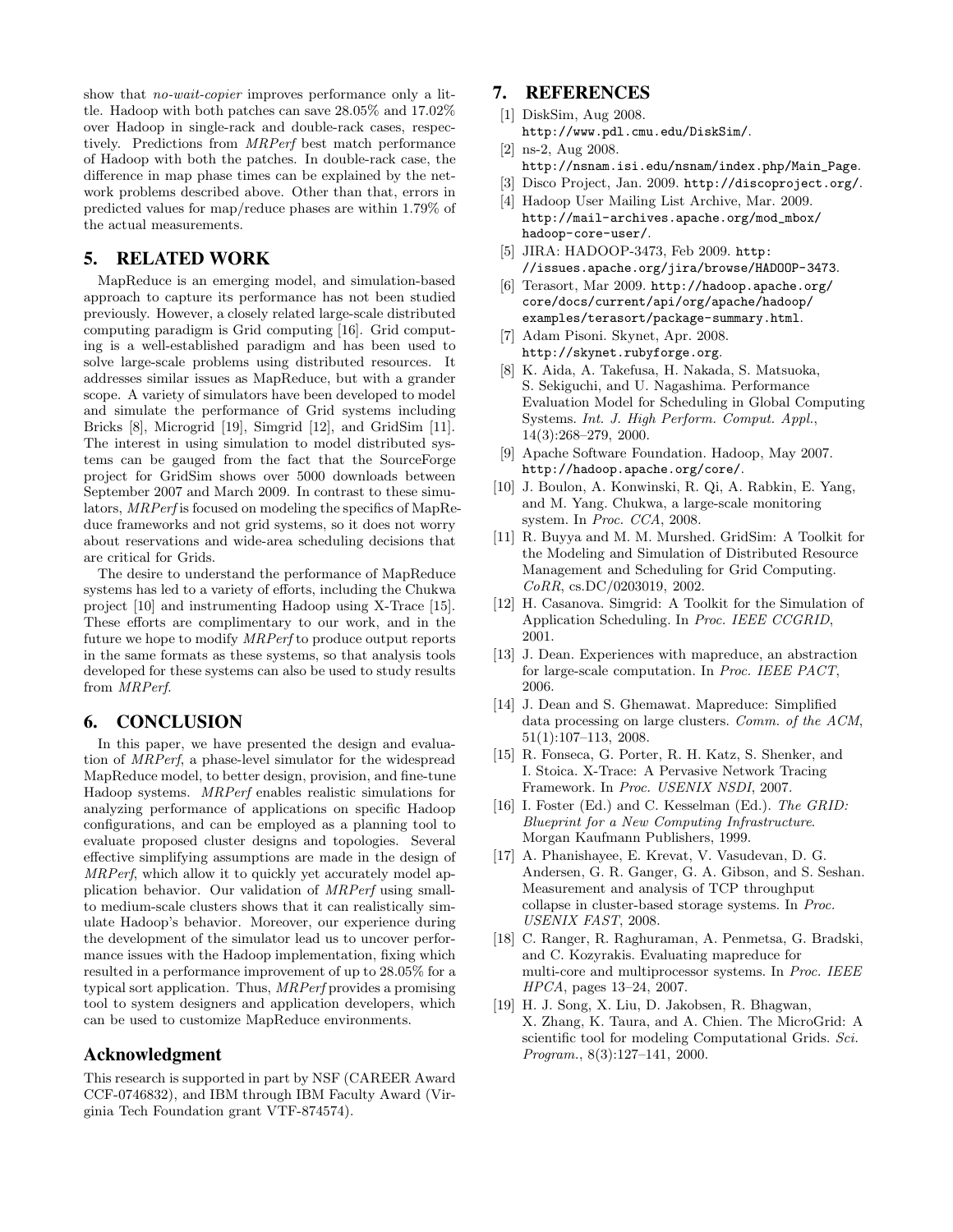show that *no-wait-copier* improves performance only a little. Hadoop with both patches can save 28.05% and 17.02% over Hadoop in single-rack and double-rack cases, respectively. Predictions from *MRPerf* best match performance of Hadoop with both the patches. In double-rack case, the difference in map phase times can be explained by the network problems described above. Other than that, errors in predicted values for map/reduce phases are within 1.79% of the actual measurements.

## 5. RELATED WORK

MapReduce is an emerging model, and simulation-based approach to capture its performance has not been studied previously. However, a closely related large-scale distributed computing paradigm is Grid computing [16]. Grid computing is a well-established paradigm and has been used to solve large-scale problems using distributed resources. It addresses similar issues as MapReduce, but with a grander scope. A variety of simulators have been developed to model and simulate the performance of Grid systems including Bricks [8], Microgrid [19], Simgrid [12], and GridSim [11]. The interest in using simulation to model distributed systems can be gauged from the fact that the SourceForge project for GridSim shows over 5000 downloads between September 2007 and March 2009. In contrast to these simulators, *MRPerf* is focused on modeling the specifics of MapReduce frameworks and not grid systems, so it does not worry about reservations and wide-area scheduling decisions that are critical for Grids.

The desire to understand the performance of MapReduce systems has led to a variety of efforts, including the Chukwa project [10] and instrumenting Hadoop using X-Trace [15]. These efforts are complimentary to our work, and in the future we hope to modify *MRPerf* to produce output reports in the same formats as these systems, so that analysis tools developed for these systems can also be used to study results from *MRPerf*.

## 6. CONCLUSION

In this paper, we have presented the design and evaluation of *MRPerf*, a phase-level simulator for the widespread MapReduce model, to better design, provision, and fine-tune Hadoop systems. *MRPerf* enables realistic simulations for analyzing performance of applications on specific Hadoop configurations, and can be employed as a planning tool to evaluate proposed cluster designs and topologies. Several effective simplifying assumptions are made in the design of *MRPerf*, which allow it to quickly yet accurately model application behavior. Our validation of *MRPerf* using small- to medium-scale clusters shows that it can realistically simulate Hadoop's behavior. Moreover, our experience during the development of the simulator lead us to uncover performance issues with the Hadoop implementation, fixing which resulted in a performance improvement of up to 28.05% for a typical sort application. Thus, *MRPerf* provides a promising tool to system designers and application developers, which can be used to customize MapReduce environments.

### Acknowledgment

This research is supported in part by NSF (CAREER Award CCF-0746832), and IBM through IBM Faculty Award (Virginia Tech Foundation grant VTF-874574).

## 7. REFERENCES

[1] DiskSim, Aug 2008. http://www.pdl.cmu.edu/DiskSim/.

[2] ns-2, Aug 2008. http://nsnam.isi.edu/nsnam/index.php/Main_Page.

[3] Disco Project, Jan. 2009. http://discoproject.org/.

[4] Hadoop User Mailing List Archive, Mar. 2009. http://mail-archives.apache.org/mod_mbox/hadoop-core-user/.

[5] JIRA: HADOOP-3473, Feb 2009. http://issues.apache.org/jira/browse/HADOOP-3473.

[6] Terasort, Mar 2009. http://hadoop.apache.org/core/docs/current/api/org/apache/hadoop/examples/terasort/package-summary.html.

[7] Adam Pisoni. Skynet, Apr. 2008. http://skynet.rubyforge.org.

[8] K. Aida, A. Takefusa, H. Nakada, S. Matsuoka, S. Sekiguchi, and U. Nagashima. Performance Evaluation Model for Scheduling in Global Computing Systems. *Int. J. High Perform. Comput. Appl.*, 14(3):268–279, 2000.

[9] Apache Software Foundation. Hadoop, May 2007. http://hadoop.apache.org/core/.

[10] J. Boulon, A. Konwinski, R. Qi, A. Rabkin, E. Yang, and M. Yang. Chukwa, a large-scale monitoring system. In *Proc. CCA*, 2008.

[11] R. Buyya and M. M. Murshed. GridSim: A Toolkit for the Modeling and Simulation of Distributed Resource Management and Scheduling for Grid Computing. *CoRR*, cs.DC/0203019, 2002.

[12] H. Casanova. Simgrid: A Toolkit for the Simulation of Application Scheduling. In *Proc. IEEE CCGRID*, 2001.

[13] J. Dean. Experiences with mapreduce, an abstraction for large-scale computation. In *Proc. IEEE PACT*, 2006.

[14] J. Dean and S. Ghemawat. Mapreduce: Simplified data processing on large clusters. *Comm. of the ACM*, 51(1):107–113, 2008.

[15] R. Fonseca, G. Porter, R. H. Katz, S. Shenker, and I. Stoica. X-Trace: A Pervasive Network Tracing Framework. In *Proc. USENIX NSDI*, 2007.

[16] I. Foster (Ed.) and C. Kesselman (Ed.). *The GRID: Blueprint for a New Computing Infrastructure*. Morgan Kaufmann Publishers, 1999.

[17] A. Phanishayee, E. Krevat, V. Vasudevan, D. G. Andersen, G. R. Ganger, G. A. Gibson, and S. Seshan. Measurement and analysis of TCP throughput collapse in cluster-based storage systems. In *Proc. USENIX FAST*, 2008.

[18] C. Ranger, R. Raghuraman, A. Penmetsa, G. Bradski, and C. Kozyrakis. Evaluating mapreduce for multi-core and multiprocessor systems. In *Proc. IEEE HPCA*, pages 13–24, 2007.

[19] H. J. Song, X. Liu, D. Jakobsen, R. Bhagwan, X. Zhang, K. Taura, and A. Chien. The MicroGrid: A scientific tool for modeling Computational Grids. *Sci. Program.*, 8(3):127–141, 2000.